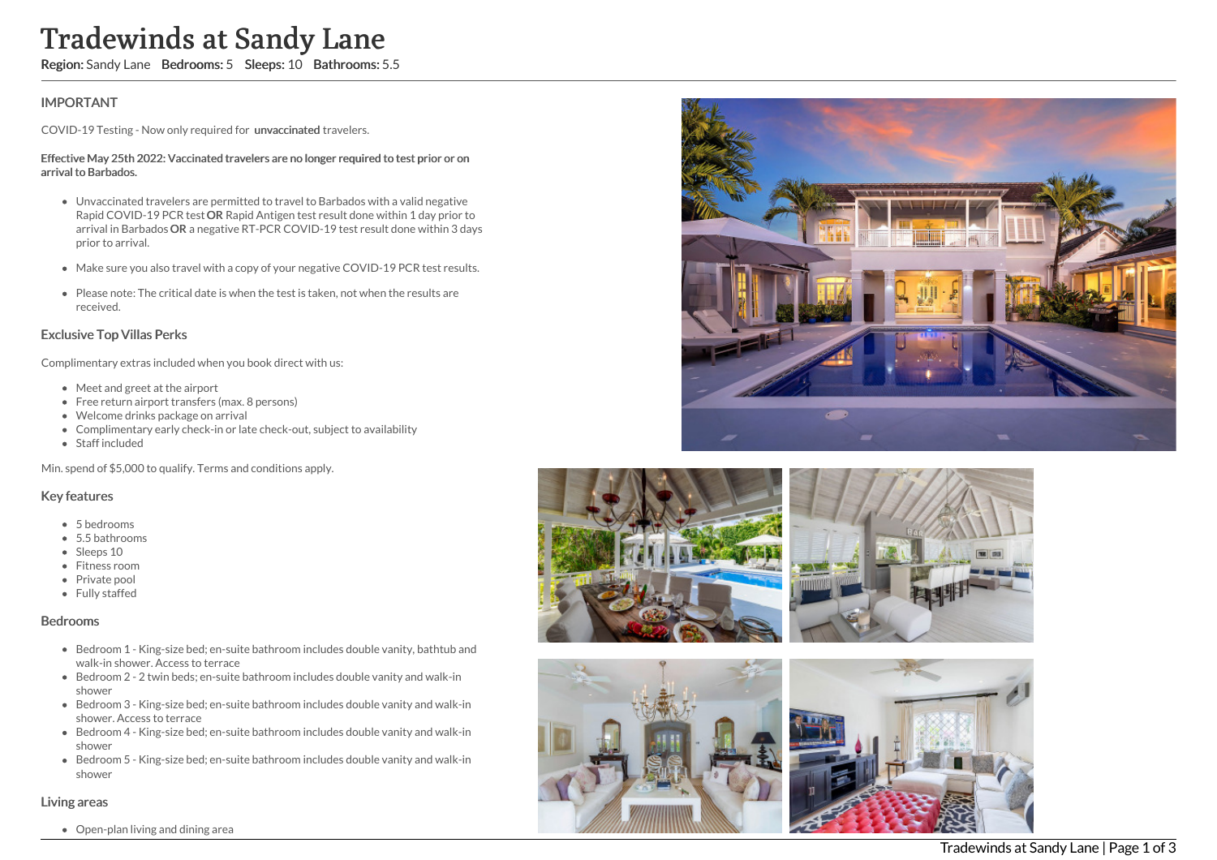# Tradewinds at Sandy Lane

**Region:** Sandy Lane **Bedrooms:** 5 **Sleeps:** 10 **Bathrooms:** 5.5

## IMPORTANT

COVID-19 Testing - Now only required for **unvaccinated** travelers.

**Effective May 25th 2022: Vaccinated travelers are no longer required to test prior or on arrival to Barbados.**

- Unvaccinated travelers are permitted to travel to Barbados with a valid negative Rapid COVID-19 PCR test **OR** Rapid Antigen test result done within 1 day prior to arrival in Barbados **OR** a negative RT-PCR COVID-19 test result done within 3 days prior to arrival.
- Make sure you also travel with a copy of your negative COVID-19 PCR test results.
- Please note: The critical date is when the test is taken, not when the results are received.

## Exclusive Top Villas Perks

Complimentary extras included when you book direct with us:

- Meet and greet at the airport
- Free return airport transfers (max. 8 persons)
- Welcome drinks package on arrival
- Complimentary early check-in or late check-out, subject to availability
- Staff included

Min. spend of $5,000 to qualify. Terms and conditions apply.

## Key features

- 5 bedrooms
- 5.5 bathrooms
- Sleeps 10
- Fitness room
- Private pool
- Fully staffed

## Bedrooms

- Bedroom 1 - King-size bed; en-suite bathroom includes double vanity, bathtub and walk-in shower. Access to terrace
- Bedroom 2 - 2 twin beds; en-suite bathroom includes double vanity and walk-in shower
- Bedroom 3 - King-size bed; en-suite bathroom includes double vanity and walk-in shower. Access to terrace
- Bedroom 4 - King-size bed; en-suite bathroom includes double vanity and walk-in shower
- Bedroom 5 - King-size bed; en-suite bathroom includes double vanity and walk-in shower

## Living areas

- Open-plan living and dining area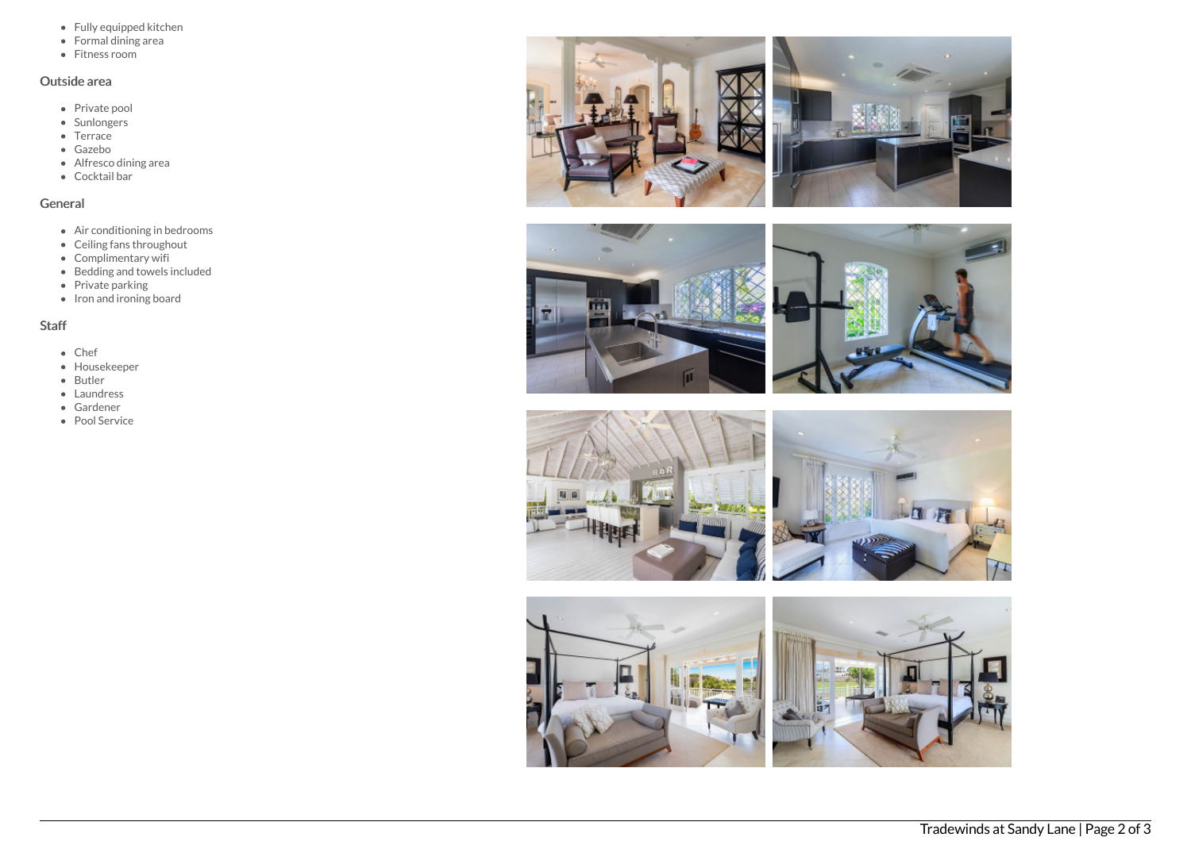- Fully equipped kitchen
- Formal dining area
- Fitness room

## Outside area

- Private pool
- Sunlongers
- Terrace
- Gazebo
- Alfresco dining area
- Cocktail bar

## General

- Air conditioning in bedrooms
- Ceiling fans throughout
- Complimentary wifi
- Bedding and towels included
- Private parking
- Iron and ironing board

## Staff

- Chef
- Housekeeper
- Butler
- Laundress
- Gardener
- Pool Service